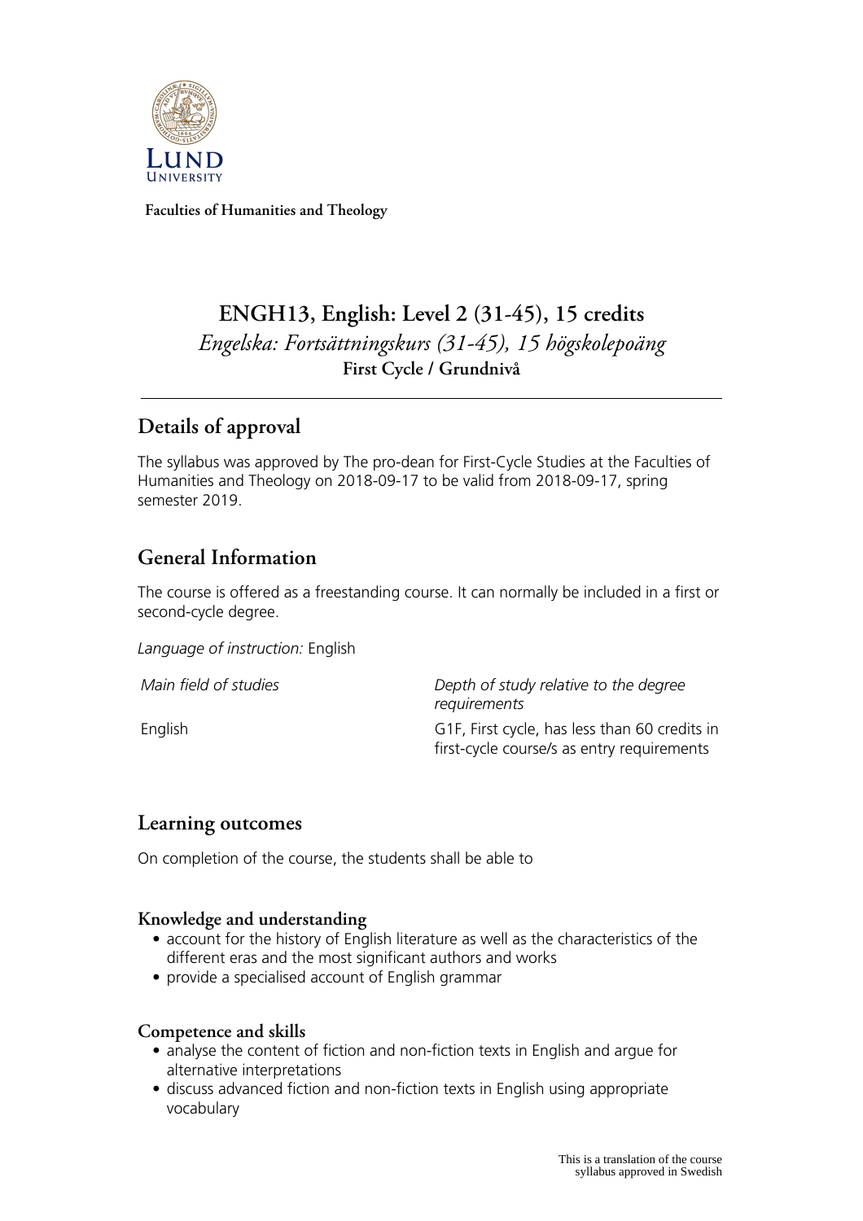Faculties of Humanities and Theology

# ENGH13, English: Level 2 (31-45), 15 credits

*Engelska: Fortsättningskurs (31-45), 15 högskolepoäng*

**First Cycle / Grundnivå**

## Details of approval

The syllabus was approved by The pro-dean for First-Cycle Studies at the Faculties of Humanities and Theology on 2018-09-17 to be valid from 2018-09-17, spring semester 2019.

## General Information

The course is offered as a freestanding course. It can normally be included in a first or second-cycle degree.

*Language of instruction:* English

| *Main field of studies* | *Depth of study relative to the degree requirements* |
|---|---|
| English | G1F, First cycle, has less than 60 credits in first-cycle course/s as entry requirements |

## Learning outcomes

On completion of the course, the students shall be able to

### Knowledge and understanding

- account for the history of English literature as well as the characteristics of the different eras and the most significant authors and works
- provide a specialised account of English grammar

### Competence and skills

- analyse the content of fiction and non-fiction texts in English and argue for alternative interpretations
- discuss advanced fiction and non-fiction texts in English using appropriate vocabulary

This is a translation of the course syllabus approved in Swedish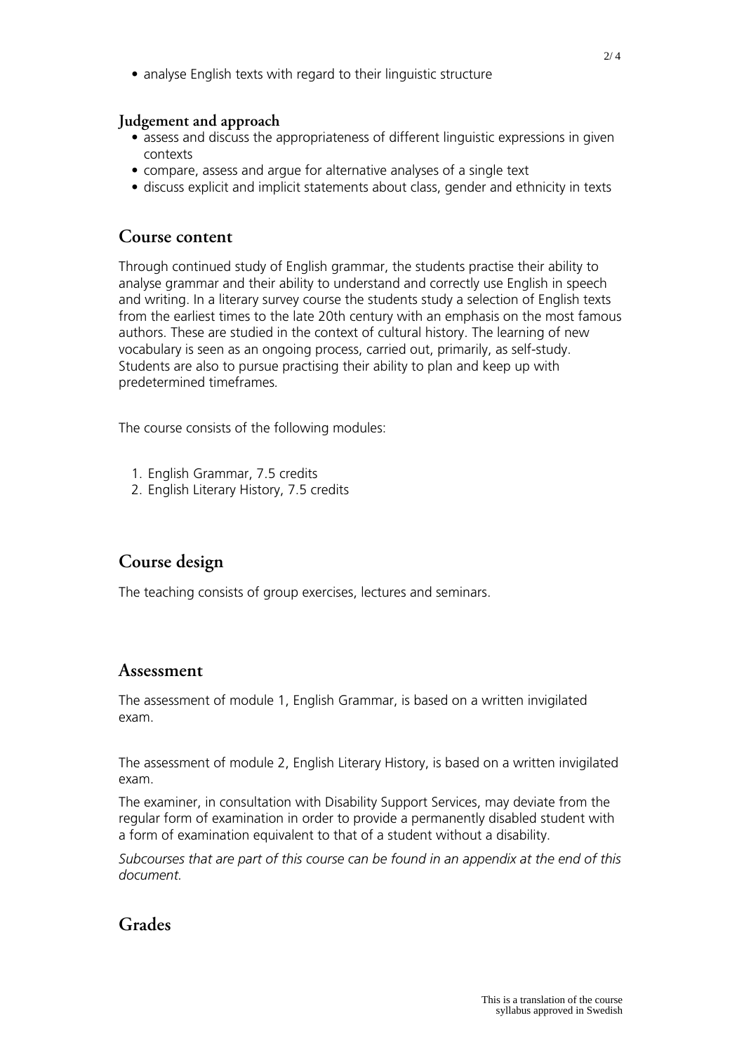- analyse English texts with regard to their linguistic structure

### Judgement and approach

- assess and discuss the appropriateness of different linguistic expressions in given contexts
- compare, assess and argue for alternative analyses of a single text
- discuss explicit and implicit statements about class, gender and ethnicity in texts

## Course content

Through continued study of English grammar, the students practise their ability to analyse grammar and their ability to understand and correctly use English in speech and writing. In a literary survey course the students study a selection of English texts from the earliest times to the late 20th century with an emphasis on the most famous authors. These are studied in the context of cultural history. The learning of new vocabulary is seen as an ongoing process, carried out, primarily, as self-study. Students are also to pursue practising their ability to plan and keep up with predetermined timeframes.

The course consists of the following modules:

1. English Grammar, 7.5 credits
2. English Literary History, 7.5 credits

## Course design

The teaching consists of group exercises, lectures and seminars.

## Assessment

The assessment of module 1, English Grammar, is based on a written invigilated exam.

The assessment of module 2, English Literary History, is based on a written invigilated exam.

The examiner, in consultation with Disability Support Services, may deviate from the regular form of examination in order to provide a permanently disabled student with a form of examination equivalent to that of a student without a disability.

*Subcourses that are part of this course can be found in an appendix at the end of this document.*

## Grades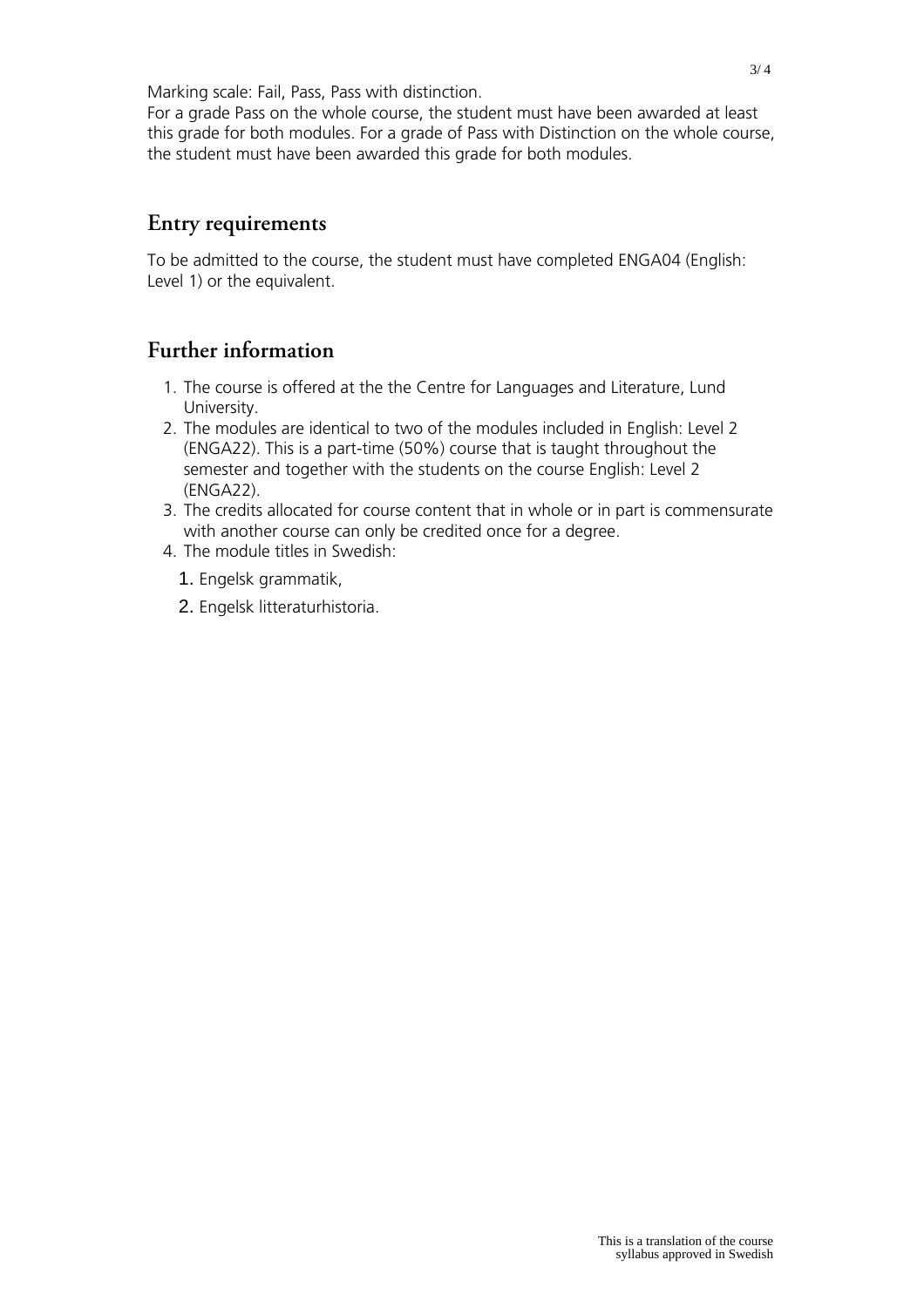Marking scale: Fail, Pass, Pass with distinction.
For a grade Pass on the whole course, the student must have been awarded at least this grade for both modules. For a grade of Pass with Distinction on the whole course, the student must have been awarded this grade for both modules.

## Entry requirements

To be admitted to the course, the student must have completed ENGA04 (English: Level 1) or the equivalent.

## Further information

1. The course is offered at the the Centre for Languages and Literature, Lund University.
2. The modules are identical to two of the modules included in English: Level 2 (ENGA22). This is a part-time (50%) course that is taught throughout the semester and together with the students on the course English: Level 2 (ENGA22).
3. The credits allocated for course content that in whole or in part is commensurate with another course can only be credited once for a degree.
4. The module titles in Swedish:
   1. Engelsk grammatik,
   2. Engelsk litteraturhistoria.

This is a translation of the course syllabus approved in Swedish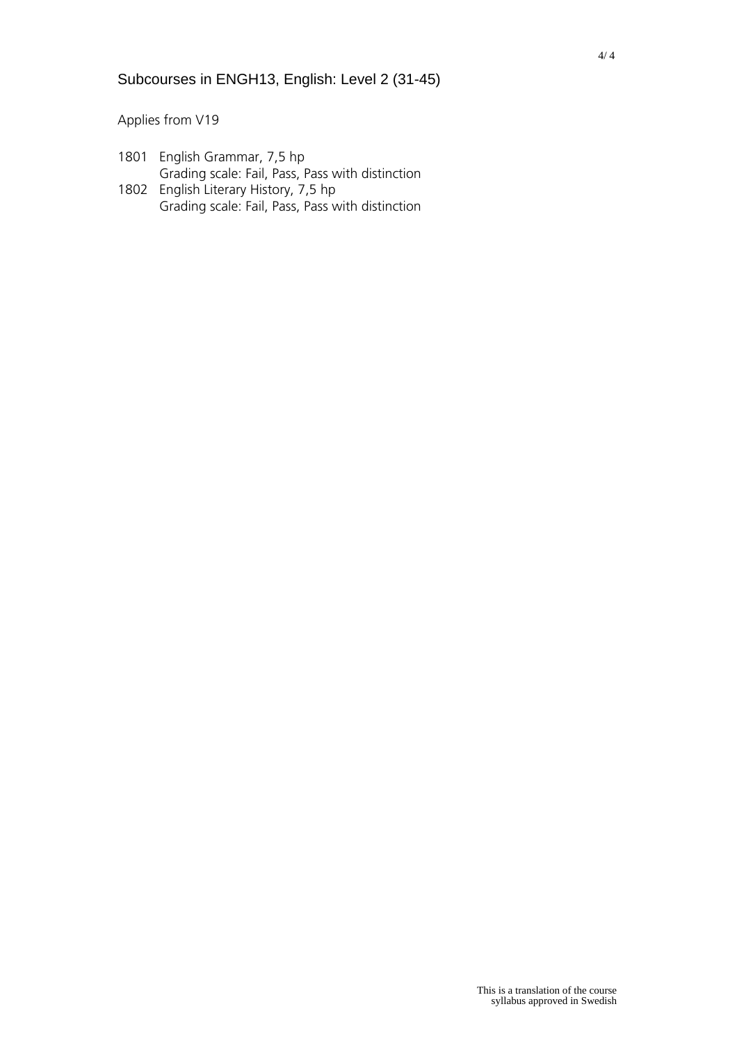## Subcourses in ENGH13, English: Level 2 (31-45)

Applies from V19

1801 English Grammar, 7,5 hp
 Grading scale: Fail, Pass, Pass with distinction
1802 English Literary History, 7,5 hp
 Grading scale: Fail, Pass, Pass with distinction

This is a translation of the course syllabus approved in Swedish